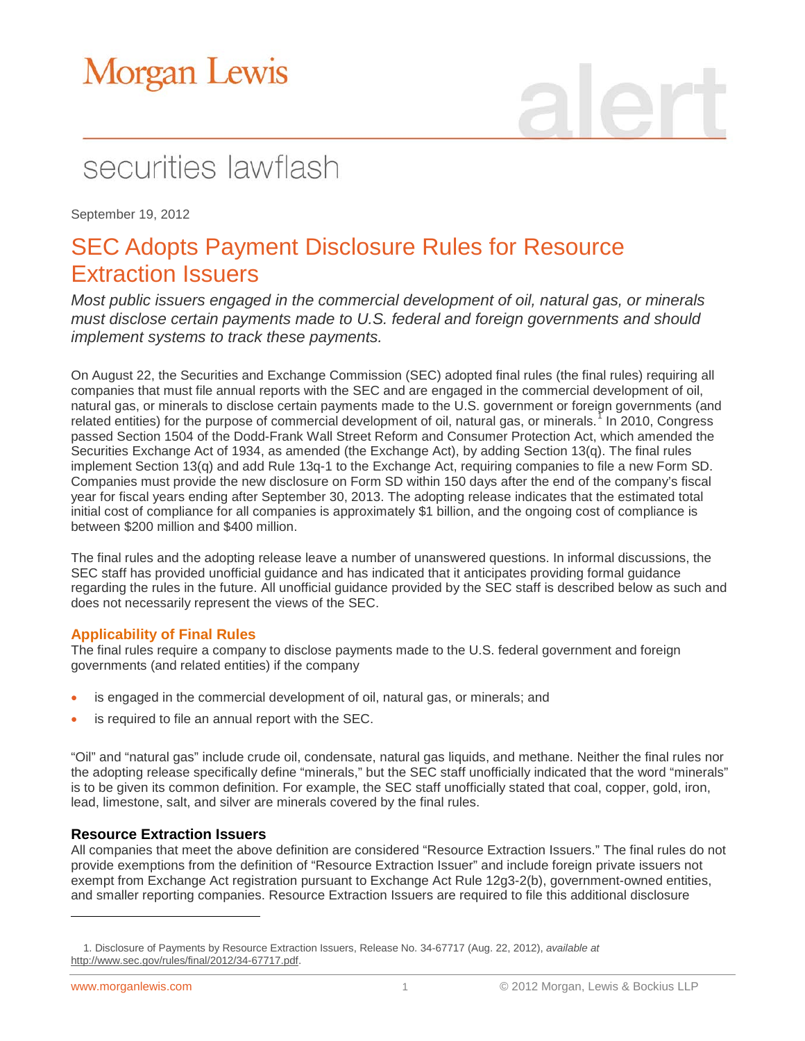# Morgan Lewis

## securities lawflash

September 19, 2012

# SEC Adopts Payment Disclosure Rules for Resource Extraction Issuers

*Most public issuers engaged in the commercial development of oil, natural gas, or minerals must disclose certain payments made to U.S. federal and foreign governments and should implement systems to track these payments.*

On August 22, the Securities and Exchange Commission (SEC) adopted final rules (the final rules) requiring all companies that must file annual reports with the SEC and are engaged in the commercial development of oil, natural gas, or minerals to disclose certain payments made to the U.S. government or foreign governments (and related entities) for the purpose of commercial development of oil, natural gas, or minerals.[1] In 2010, Congress passed Section 1504 of the Dodd-Frank Wall Street Reform and Consumer Protection Act, which amended the Securities Exchange Act of 1934, as amended (the Exchange Act), by adding Section 13(q). The final rules implement Section 13(q) and add Rule 13q-1 to the Exchange Act, requiring companies to file a new Form SD. Companies must provide the new disclosure on Form SD within 150 days after the end of the company's fiscal year for fiscal years ending after September 30, 2013. The adopting release indicates that the estimated total initial cost of compliance for all companies is approximately $1 billion, and the ongoing cost of compliance is between $200 million and $400 million.

The final rules and the adopting release leave a number of unanswered questions. In informal discussions, the SEC staff has provided unofficial guidance and has indicated that it anticipates providing formal guidance regarding the rules in the future. All unofficial guidance provided by the SEC staff is described below as such and does not necessarily represent the views of the SEC.

### Applicability of Final Rules

The final rules require a company to disclose payments made to the U.S. federal government and foreign governments (and related entities) if the company

- is engaged in the commercial development of oil, natural gas, or minerals; and
- is required to file an annual report with the SEC.

"Oil" and "natural gas" include crude oil, condensate, natural gas liquids, and methane. Neither the final rules nor the adopting release specifically define "minerals," but the SEC staff unofficially indicated that the word "minerals" is to be given its common definition. For example, the SEC staff unofficially stated that coal, copper, gold, iron, lead, limestone, salt, and silver are minerals covered by the final rules.

### Resource Extraction Issuers

All companies that meet the above definition are considered "Resource Extraction Issuers." The final rules do not provide exemptions from the definition of "Resource Extraction Issuer" and include foreign private issuers not exempt from Exchange Act registration pursuant to Exchange Act Rule 12g3-2(b), government-owned entities, and smaller reporting companies. Resource Extraction Issuers are required to file this additional disclosure

---

1. Disclosure of Payments by Resource Extraction Issuers, Release No. 34-67717 (Aug. 22, 2012), *available at* http://www.sec.gov/rules/final/2012/34-67717.pdf.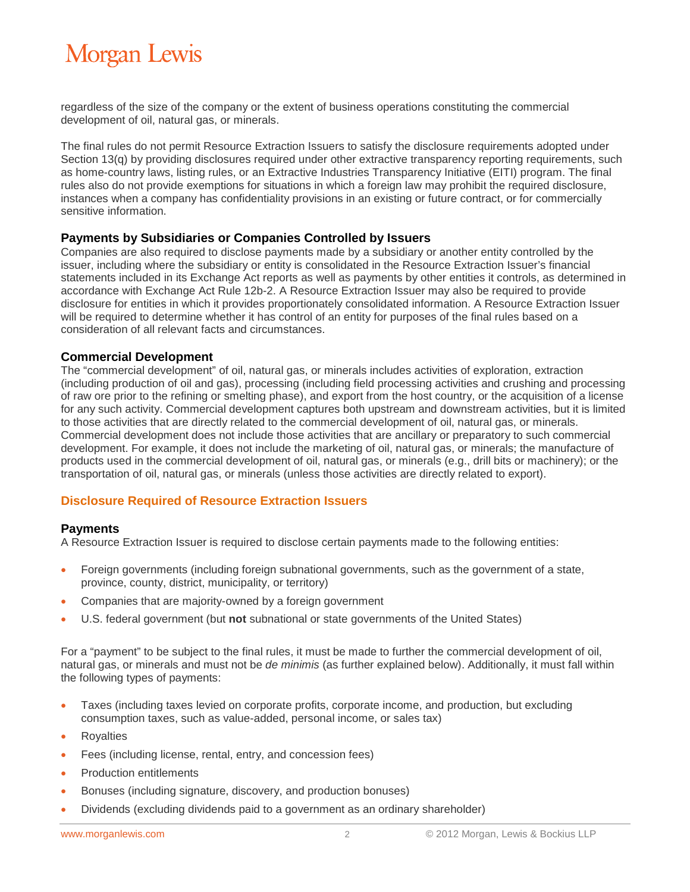regardless of the size of the company or the extent of business operations constituting the commercial development of oil, natural gas, or minerals.

The final rules do not permit Resource Extraction Issuers to satisfy the disclosure requirements adopted under Section 13(q) by providing disclosures required under other extractive transparency reporting requirements, such as home-country laws, listing rules, or an Extractive Industries Transparency Initiative (EITI) program. The final rules also do not provide exemptions for situations in which a foreign law may prohibit the required disclosure, instances when a company has confidentiality provisions in an existing or future contract, or for commercially sensitive information.

### Payments by Subsidiaries or Companies Controlled by Issuers

Companies are also required to disclose payments made by a subsidiary or another entity controlled by the issuer, including where the subsidiary or entity is consolidated in the Resource Extraction Issuer's financial statements included in its Exchange Act reports as well as payments by other entities it controls, as determined in accordance with Exchange Act Rule 12b-2. A Resource Extraction Issuer may also be required to provide disclosure for entities in which it provides proportionately consolidated information. A Resource Extraction Issuer will be required to determine whether it has control of an entity for purposes of the final rules based on a consideration of all relevant facts and circumstances.

### Commercial Development

The "commercial development" of oil, natural gas, or minerals includes activities of exploration, extraction (including production of oil and gas), processing (including field processing activities and crushing and processing of raw ore prior to the refining or smelting phase), and export from the host country, or the acquisition of a license for any such activity. Commercial development captures both upstream and downstream activities, but it is limited to those activities that are directly related to the commercial development of oil, natural gas, or minerals. Commercial development does not include those activities that are ancillary or preparatory to such commercial development. For example, it does not include the marketing of oil, natural gas, or minerals; the manufacture of products used in the commercial development of oil, natural gas, or minerals (e.g., drill bits or machinery); or the transportation of oil, natural gas, or minerals (unless those activities are directly related to export).

## Disclosure Required of Resource Extraction Issuers

### Payments

A Resource Extraction Issuer is required to disclose certain payments made to the following entities:

- Foreign governments (including foreign subnational governments, such as the government of a state, province, county, district, municipality, or territory)
- Companies that are majority-owned by a foreign government
- U.S. federal government (but **not** subnational or state governments of the United States)

For a "payment" to be subject to the final rules, it must be made to further the commercial development of oil, natural gas, or minerals and must not be *de minimis* (as further explained below). Additionally, it must fall within the following types of payments:

- Taxes (including taxes levied on corporate profits, corporate income, and production, but excluding consumption taxes, such as value-added, personal income, or sales tax)
- Royalties
- Fees (including license, rental, entry, and concession fees)
- Production entitlements
- Bonuses (including signature, discovery, and production bonuses)
- Dividends (excluding dividends paid to a government as an ordinary shareholder)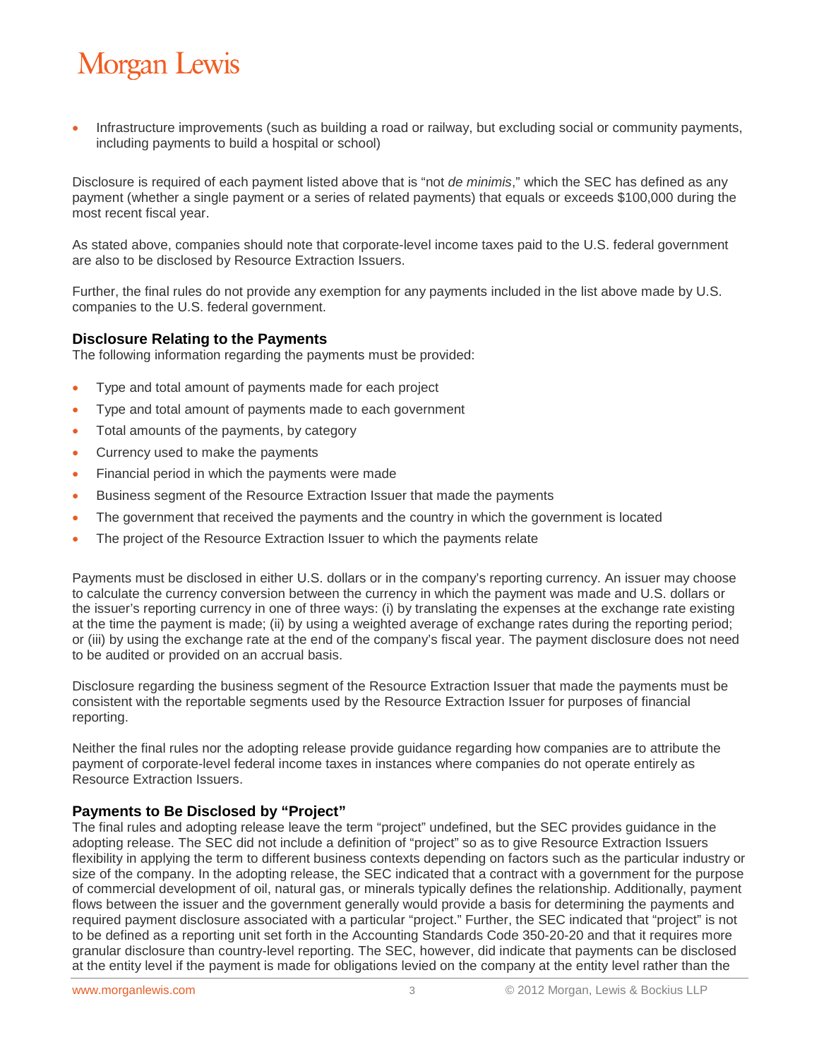- Infrastructure improvements (such as building a road or railway, but excluding social or community payments, including payments to build a hospital or school)

Disclosure is required of each payment listed above that is "not *de minimis*," which the SEC has defined as any payment (whether a single payment or a series of related payments) that equals or exceeds $100,000 during the most recent fiscal year.

As stated above, companies should note that corporate-level income taxes paid to the U.S. federal government are also to be disclosed by Resource Extraction Issuers.

Further, the final rules do not provide any exemption for any payments included in the list above made by U.S. companies to the U.S. federal government.

### Disclosure Relating to the Payments

The following information regarding the payments must be provided:

- Type and total amount of payments made for each project
- Type and total amount of payments made to each government
- Total amounts of the payments, by category
- Currency used to make the payments
- Financial period in which the payments were made
- Business segment of the Resource Extraction Issuer that made the payments
- The government that received the payments and the country in which the government is located
- The project of the Resource Extraction Issuer to which the payments relate

Payments must be disclosed in either U.S. dollars or in the company's reporting currency. An issuer may choose to calculate the currency conversion between the currency in which the payment was made and U.S. dollars or the issuer's reporting currency in one of three ways: (i) by translating the expenses at the exchange rate existing at the time the payment is made; (ii) by using a weighted average of exchange rates during the reporting period; or (iii) by using the exchange rate at the end of the company's fiscal year. The payment disclosure does not need to be audited or provided on an accrual basis.

Disclosure regarding the business segment of the Resource Extraction Issuer that made the payments must be consistent with the reportable segments used by the Resource Extraction Issuer for purposes of financial reporting.

Neither the final rules nor the adopting release provide guidance regarding how companies are to attribute the payment of corporate-level federal income taxes in instances where companies do not operate entirely as Resource Extraction Issuers.

### Payments to Be Disclosed by "Project"

The final rules and adopting release leave the term "project" undefined, but the SEC provides guidance in the adopting release. The SEC did not include a definition of "project" so as to give Resource Extraction Issuers flexibility in applying the term to different business contexts depending on factors such as the particular industry or size of the company. In the adopting release, the SEC indicated that a contract with a government for the purpose of commercial development of oil, natural gas, or minerals typically defines the relationship. Additionally, payment flows between the issuer and the government generally would provide a basis for determining the payments and required payment disclosure associated with a particular "project." Further, the SEC indicated that "project" is not to be defined as a reporting unit set forth in the Accounting Standards Code 350-20-20 and that it requires more granular disclosure than country-level reporting. The SEC, however, did indicate that payments can be disclosed at the entity level if the payment is made for obligations levied on the company at the entity level rather than the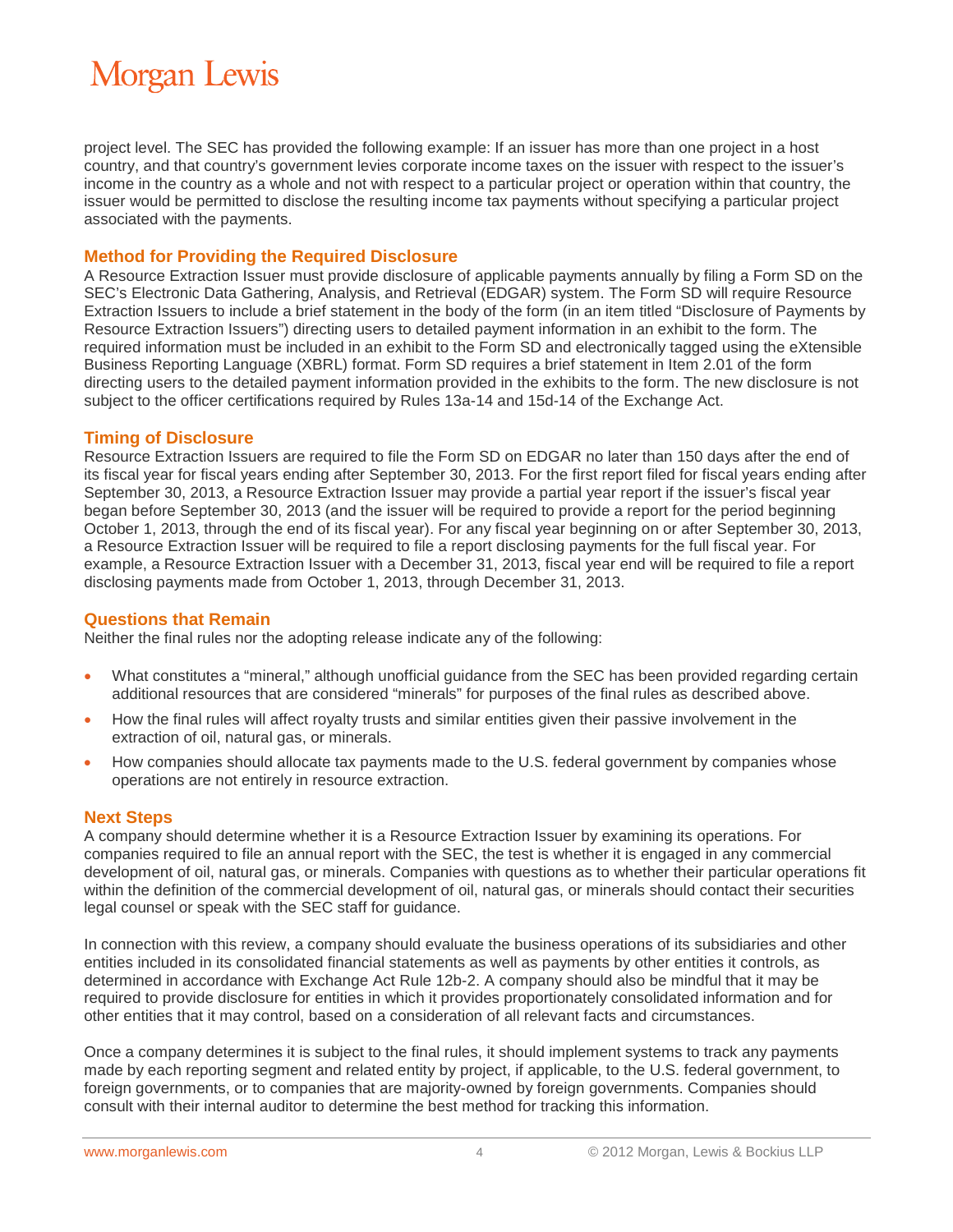project level. The SEC has provided the following example: If an issuer has more than one project in a host country, and that country's government levies corporate income taxes on the issuer with respect to the issuer's income in the country as a whole and not with respect to a particular project or operation within that country, the issuer would be permitted to disclose the resulting income tax payments without specifying a particular project associated with the payments.

## Method for Providing the Required Disclosure

A Resource Extraction Issuer must provide disclosure of applicable payments annually by filing a Form SD on the SEC's Electronic Data Gathering, Analysis, and Retrieval (EDGAR) system. The Form SD will require Resource Extraction Issuers to include a brief statement in the body of the form (in an item titled "Disclosure of Payments by Resource Extraction Issuers") directing users to detailed payment information in an exhibit to the form. The required information must be included in an exhibit to the Form SD and electronically tagged using the eXtensible Business Reporting Language (XBRL) format. Form SD requires a brief statement in Item 2.01 of the form directing users to the detailed payment information provided in the exhibits to the form. The new disclosure is not subject to the officer certifications required by Rules 13a-14 and 15d-14 of the Exchange Act.

## Timing of Disclosure

Resource Extraction Issuers are required to file the Form SD on EDGAR no later than 150 days after the end of its fiscal year for fiscal years ending after September 30, 2013. For the first report filed for fiscal years ending after September 30, 2013, a Resource Extraction Issuer may provide a partial year report if the issuer's fiscal year began before September 30, 2013 (and the issuer will be required to provide a report for the period beginning October 1, 2013, through the end of its fiscal year). For any fiscal year beginning on or after September 30, 2013, a Resource Extraction Issuer will be required to file a report disclosing payments for the full fiscal year. For example, a Resource Extraction Issuer with a December 31, 2013, fiscal year end will be required to file a report disclosing payments made from October 1, 2013, through December 31, 2013.

## Questions that Remain

Neither the final rules nor the adopting release indicate any of the following:

- What constitutes a "mineral," although unofficial guidance from the SEC has been provided regarding certain additional resources that are considered "minerals" for purposes of the final rules as described above.
- How the final rules will affect royalty trusts and similar entities given their passive involvement in the extraction of oil, natural gas, or minerals.
- How companies should allocate tax payments made to the U.S. federal government by companies whose operations are not entirely in resource extraction.

## Next Steps

A company should determine whether it is a Resource Extraction Issuer by examining its operations. For companies required to file an annual report with the SEC, the test is whether it is engaged in any commercial development of oil, natural gas, or minerals. Companies with questions as to whether their particular operations fit within the definition of the commercial development of oil, natural gas, or minerals should contact their securities legal counsel or speak with the SEC staff for guidance.

In connection with this review, a company should evaluate the business operations of its subsidiaries and other entities included in its consolidated financial statements as well as payments by other entities it controls, as determined in accordance with Exchange Act Rule 12b-2. A company should also be mindful that it may be required to provide disclosure for entities in which it provides proportionately consolidated information and for other entities that it may control, based on a consideration of all relevant facts and circumstances.

Once a company determines it is subject to the final rules, it should implement systems to track any payments made by each reporting segment and related entity by project, if applicable, to the U.S. federal government, to foreign governments, or to companies that are majority-owned by foreign governments. Companies should consult with their internal auditor to determine the best method for tracking this information.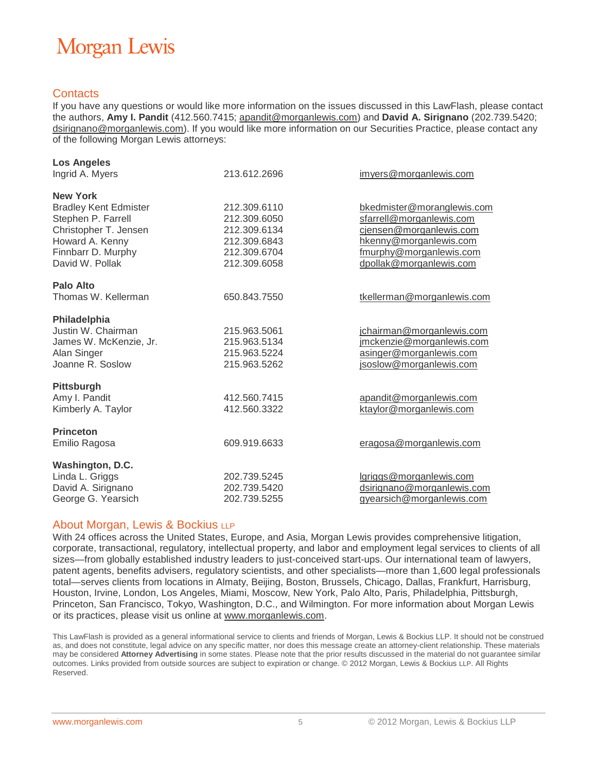Morgan Lewis

## Contacts

If you have any questions or would like more information on the issues discussed in this LawFlash, please contact the authors, **Amy I. Pandit** (412.560.7415; apandit@morganlewis.com) and **David A. Sirignano** (202.739.5420; dsirignano@morganlewis.com). If you would like more information on our Securities Practice, please contact any of the following Morgan Lewis attorneys:

| | | |
|---|---|---|
| **Los Angeles** | | |
| Ingrid A. Myers | 213.612.2696 | imyers@morganlewis.com |
| **New York** | | |
| Bradley Kent Edmister | 212.309.6110 | bkedmister@moranglewis.com |
| Stephen P. Farrell | 212.309.6050 | sfarrell@morganlewis.com |
| Christopher T. Jensen | 212.309.6134 | cjensen@morganlewis.com |
| Howard A. Kenny | 212.309.6843 | hkenny@morganlewis.com |
| Finnbarr D. Murphy | 212.309.6704 | fmurphy@morganlewis.com |
| David W. Pollak | 212.309.6058 | dpollak@morganlewis.com |
| **Palo Alto** | | |
| Thomas W. Kellerman | 650.843.7550 | tkellerman@morganlewis.com |
| **Philadelphia** | | |
| Justin W. Chairman | 215.963.5061 | jchairman@morganlewis.com |
| James W. McKenzie, Jr. | 215.963.5134 | jmckenzie@morganlewis.com |
| Alan Singer | 215.963.5224 | asinger@morganlewis.com |
| Joanne R. Soslow | 215.963.5262 | jsoslow@morganlewis.com |
| **Pittsburgh** | | |
| Amy I. Pandit | 412.560.7415 | apandit@morganlewis.com |
| Kimberly A. Taylor | 412.560.3322 | ktaylor@morganlewis.com |
| **Princeton** | | |
| Emilio Ragosa | 609.919.6633 | eragosa@morganlewis.com |
| **Washington, D.C.** | | |
| Linda L. Griggs | 202.739.5245 | lgriggs@morganlewis.com |
| David A. Sirignano | 202.739.5420 | dsirignano@morganlewis.com |
| George G. Yearsich | 202.739.5255 | gyearsich@morganlewis.com |

## About Morgan, Lewis & Bockius LLP

With 24 offices across the United States, Europe, and Asia, Morgan Lewis provides comprehensive litigation, corporate, transactional, regulatory, intellectual property, and labor and employment legal services to clients of all sizes—from globally established industry leaders to just-conceived start-ups. Our international team of lawyers, patent agents, benefits advisers, regulatory scientists, and other specialists—more than 1,600 legal professionals total—serves clients from locations in Almaty, Beijing, Boston, Brussels, Chicago, Dallas, Frankfurt, Harrisburg, Houston, Irvine, London, Los Angeles, Miami, Moscow, New York, Palo Alto, Paris, Philadelphia, Pittsburgh, Princeton, San Francisco, Tokyo, Washington, D.C., and Wilmington. For more information about Morgan Lewis or its practices, please visit us online at www.morganlewis.com.

This LawFlash is provided as a general informational service to clients and friends of Morgan, Lewis & Bockius LLP. It should not be construed as, and does not constitute, legal advice on any specific matter, nor does this message create an attorney-client relationship. These materials may be considered **Attorney Advertising** in some states. Please note that the prior results discussed in the material do not guarantee similar outcomes. Links provided from outside sources are subject to expiration or change. © 2012 Morgan, Lewis & Bockius LLP. All Rights Reserved.